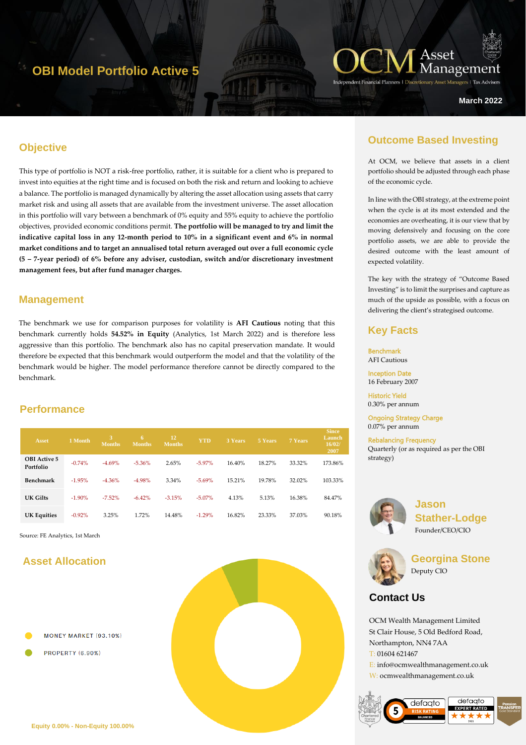# OBI Model Portfolio Active 5

OCM Asset Management

Independent Financial Planners | Discretionary Asset Managers | Tax Advisers

March 2022

## Objective

This type of portfolio is NOT a risk-free portfolio, rather, it is suitable for a client who is prepared to invest into equities at the right time and is focused on both the risk and return and looking to achieve a balance. The portfolio is managed dynamically by altering the asset allocation using assets that carry market risk and using all assets that are available from the investment universe. The asset allocation in this portfolio will vary between a benchmark of 0% equity and 55% equity to achieve the portfolio objectives, provided economic conditions permit. **The portfolio will be managed to try and limit the indicative capital loss in any 12-month period to 10% in a significant event and 6% in normal market conditions and to target an annualised total return averaged out over a full economic cycle (5 – 7-year period) of 6% before any adviser, custodian, switch and/or discretionary investment management fees, but after fund manager charges.**

## Management

The benchmark we use for comparison purposes for volatility is **AFI Cautious** noting that this benchmark currently holds **54.52% in Equity** (Analytics, 1st March 2022) and is therefore less aggressive than this portfolio. The benchmark also has no capital preservation mandate. It would therefore be expected that this benchmark would outperform the model and that the volatility of the benchmark would be higher. The model performance therefore cannot be directly compared to the benchmark.

## Performance

| Asset | 1 Month | 3 Months | 6 Months | 12 Months | YTD | 3 Years | 5 Years | 7 Years | Since Launch 16/02/2007 |
|---|---|---|---|---|---|---|---|---|---|
| OBI Active 5 Portfolio | -0.74% | -4.69% | -5.36% | 2.65% | -5.97% | 16.40% | 18.27% | 33.32% | 173.86% |
| Benchmark | -1.95% | -4.36% | -4.98% | 3.34% | -5.69% | 15.21% | 19.78% | 32.02% | 103.33% |
| UK Gilts | -1.90% | -7.52% | -6.42% | -3.15% | -5.07% | 4.13% | 5.13% | 16.38% | 84.47% |
| UK Equities | -0.92% | 3.25% | 1.72% | 14.48% | -1.29% | 16.82% | 23.33% | 37.03% | 90.18% |

Source: FE Analytics, 1st March

## Asset Allocation

- MONEY MARKET (93.10%)
- PROPERTY (6.90%)

Equity 0.00% - Non-Equity 100.00%

## Outcome Based Investing

At OCM, we believe that assets in a client portfolio should be adjusted through each phase of the economic cycle.

In line with the OBI strategy, at the extreme point when the cycle is at its most extended and the economies are overheating, it is our view that by moving defensively and focusing on the core portfolio assets, we are able to provide the desired outcome with the least amount of expected volatility.

The key with the strategy of "Outcome Based Investing" is to limit the surprises and capture as much of the upside as possible, with a focus on delivering the client's strategised outcome.

## Key Facts

**Benchmark**
AFI Cautious

**Inception Date**
16 February 2007

**Historic Yield**
0.30% per annum

**Ongoing Strategy Charge**
0.07% per annum

**Rebalancing Frequency**
Quarterly (or as required as per the OBI strategy)

**Jason Stather-Lodge**
Founder/CEO/CIO

**Georgina Stone**
Deputy CIO

## Contact Us

OCM Wealth Management Limited
St Clair House, 5 Old Bedford Road,
Northampton, NN4 7AA
T: 01604 621467
E: info@ocmwealthmanagement.co.uk
W: ocmwealthmanagement.co.uk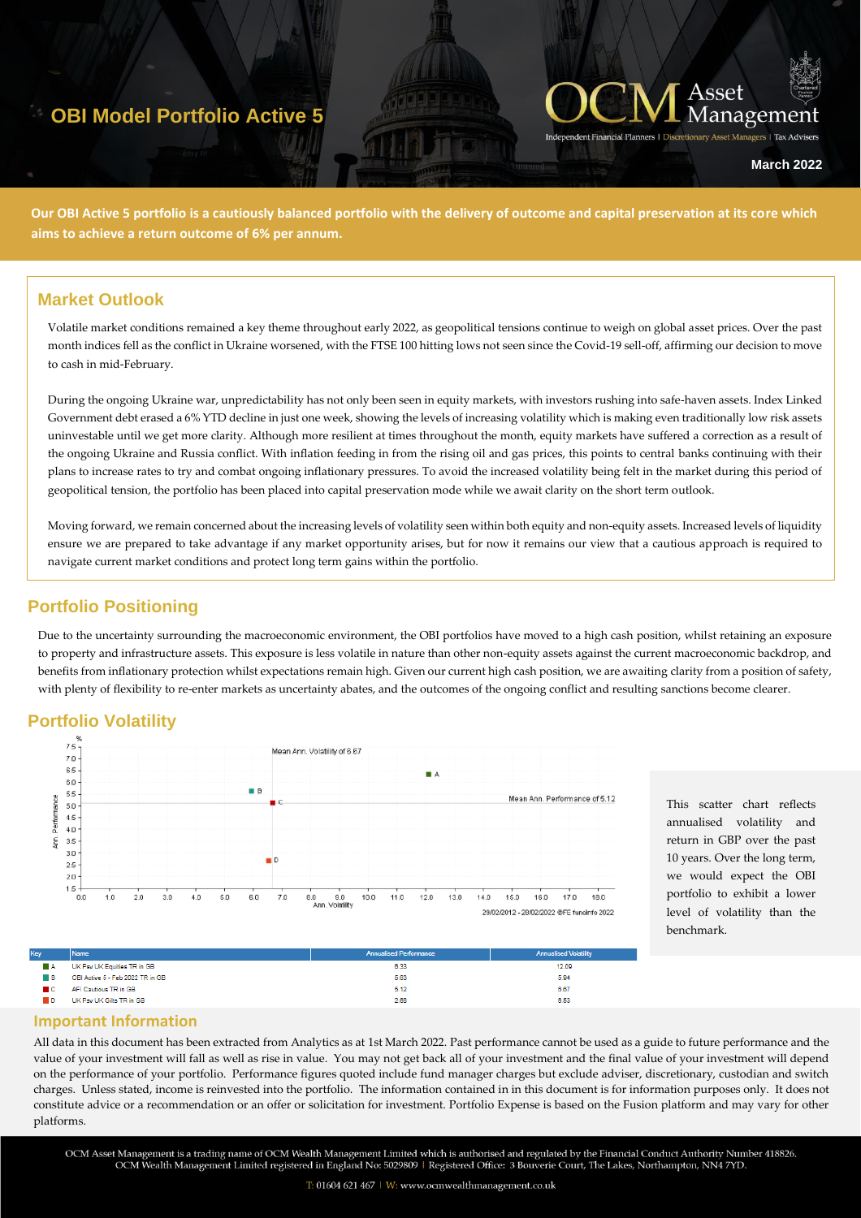# OBI Model Portfolio Active 5

OCM Asset Management

Independent Financial Planners | Discretionary Asset Managers | Tax Advisers

March 2022

**Our OBI Active 5 portfolio is a cautiously balanced portfolio with the delivery of outcome and capital preservation at its core which aims to achieve a return outcome of 6% per annum.**

## Market Outlook

Volatile market conditions remained a key theme throughout early 2022, as geopolitical tensions continue to weigh on global asset prices. Over the past month indices fell as the conflict in Ukraine worsened, with the FTSE 100 hitting lows not seen since the Covid-19 sell-off, affirming our decision to move to cash in mid-February.

During the ongoing Ukraine war, unpredictability has not only been seen in equity markets, with investors rushing into safe-haven assets. Index Linked Government debt erased a 6% YTD decline in just one week, showing the levels of increasing volatility which is making even traditionally low risk assets uninvestable until we get more clarity. Although more resilient at times throughout the month, equity markets have suffered a correction as a result of the ongoing Ukraine and Russia conflict. With inflation feeding in from the rising oil and gas prices, this points to central banks continuing with their plans to increase rates to try and combat ongoing inflationary pressures. To avoid the increased volatility being felt in the market during this period of geopolitical tension, the portfolio has been placed into capital preservation mode while we await clarity on the short term outlook.

Moving forward, we remain concerned about the increasing levels of volatility seen within both equity and non-equity assets. Increased levels of liquidity ensure we are prepared to take advantage if any market opportunity arises, but for now it remains our view that a cautious approach is required to navigate current market conditions and protect long term gains within the portfolio.

## Portfolio Positioning

Due to the uncertainty surrounding the macroeconomic environment, the OBI portfolios have moved to a high cash position, whilst retaining an exposure to property and infrastructure assets. This exposure is less volatile in nature than other non-equity assets against the current macroeconomic backdrop, and benefits from inflationary protection whilst expectations remain high. Given our current high cash position, we are awaiting clarity from a position of safety, with plenty of flexibility to re-enter markets as uncertainty abates, and the outcomes of the ongoing conflict and resulting sanctions become clearer.

## Portfolio Volatility

%

Ann. Performance

Ann. Volatility

Mean Ann. Volatility of 6.67

Mean Ann. Performance of 5.12

A

B

C

D

29/02/2012 - 28/02/2022 ©FE fundinfo 2022

This scatter chart reflects annualised volatility and return in GBP over the past 10 years. Over the long term, we would expect the OBI portfolio to exhibit a lower level of volatility than the benchmark.

| Key | Name | Annualised Performance | Annualised Volatility |
|---|---|---|---|
| A | UK Fav UK Equities TR in GB | 6.33 | 12.09 |
| B | OBI Active 5 - Feb 2022 TR in GB | 5.63 | 5.94 |
| C | AFI Cautious TR in GB | 5.12 | 6.67 |
| D | UK Fav UK Gilts TR in GB | 2.68 | 6.53 |

## Important Information

All data in this document has been extracted from Analytics as at 1st March 2022. Past performance cannot be used as a guide to future performance and the value of your investment will fall as well as rise in value. You may not get back all of your investment and the final value of your investment will depend on the performance of your portfolio. Performance figures quoted include fund manager charges but exclude adviser, discretionary, custodian and switch charges. Unless stated, income is reinvested into the portfolio. The information contained in in this document is for information purposes only. It does not constitute advice or a recommendation or an offer or solicitation for investment. Portfolio Expense is based on the Fusion platform and may vary for other platforms.

OCM Asset Management is a trading name of OCM Wealth Management Limited which is authorised and regulated by the Financial Conduct Authority Number 418826. OCM Wealth Management Limited registered in England No: 5029809 | Registered Office: 3 Bouverie Court, The Lakes, Northampton, NN4 7YD.

T: 01604 621 467 | W: www.ocmwealthmanagement.co.uk